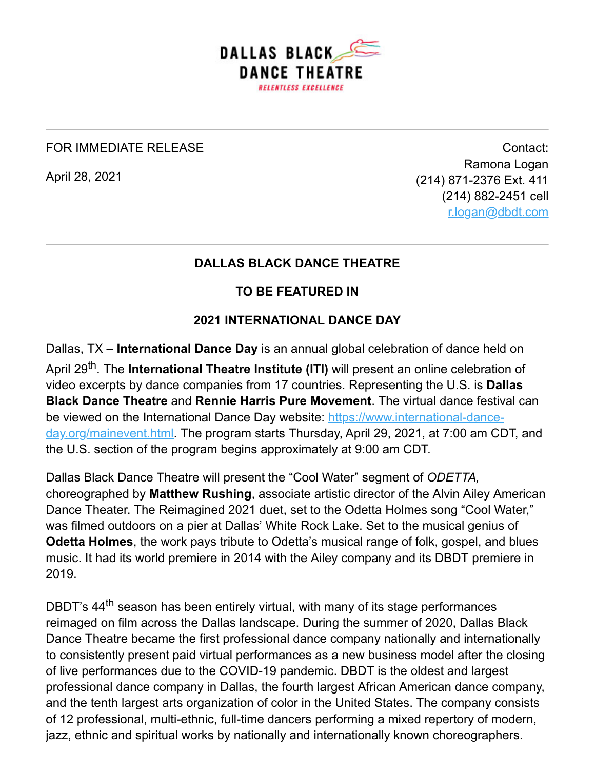DALLAS BLACK DANCE THEATRE

RELENTLESS EXCELLENCE

FOR IMMEDIATE RELEASE

April 28, 2021

Contact:
Ramona Logan
(214) 871-2376 Ext. 411
(214) 882-2451 cell
r.logan@dbdt.com

**DALLAS BLACK DANCE THEATRE**

**TO BE FEATURED IN**

**2021 INTERNATIONAL DANCE DAY**

Dallas, TX – **International Dance Day** is an annual global celebration of dance held on April 29th. The **International Theatre Institute (ITI)** will present an online celebration of video excerpts by dance companies from 17 countries. Representing the U.S. is **Dallas Black Dance Theatre** and **Rennie Harris Pure Movement**. The virtual dance festival can be viewed on the International Dance Day website: https://www.international-dance-day.org/mainevent.html. The program starts Thursday, April 29, 2021, at 7:00 am CDT, and the U.S. section of the program begins approximately at 9:00 am CDT.

Dallas Black Dance Theatre will present the "Cool Water" segment of *ODETTA,* choreographed by **Matthew Rushing**, associate artistic director of the Alvin Ailey American Dance Theater. The Reimagined 2021 duet, set to the Odetta Holmes song "Cool Water," was filmed outdoors on a pier at Dallas' White Rock Lake. Set to the musical genius of **Odetta Holmes**, the work pays tribute to Odetta's musical range of folk, gospel, and blues music. It had its world premiere in 2014 with the Ailey company and its DBDT premiere in 2019.

DBDT's 44th season has been entirely virtual, with many of its stage performances reimaged on film across the Dallas landscape. During the summer of 2020, Dallas Black Dance Theatre became the first professional dance company nationally and internationally to consistently present paid virtual performances as a new business model after the closing of live performances due to the COVID-19 pandemic. DBDT is the oldest and largest professional dance company in Dallas, the fourth largest African American dance company, and the tenth largest arts organization of color in the United States. The company consists of 12 professional, multi-ethnic, full-time dancers performing a mixed repertory of modern, jazz, ethnic and spiritual works by nationally and internationally known choreographers.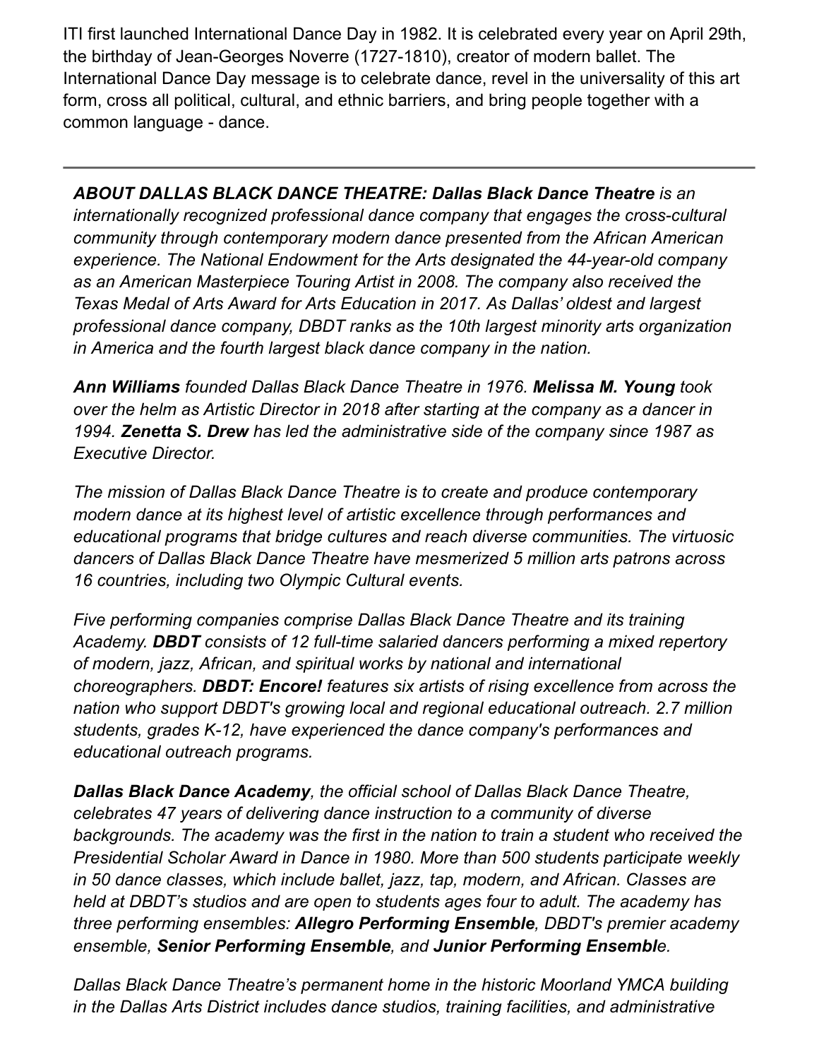ITI first launched International Dance Day in 1982. It is celebrated every year on April 29th, the birthday of Jean-Georges Noverre (1727-1810), creator of modern ballet. The International Dance Day message is to celebrate dance, revel in the universality of this art form, cross all political, cultural, and ethnic barriers, and bring people together with a common language - dance.

---

***ABOUT DALLAS BLACK DANCE THEATRE: Dallas Black Dance Theatre*** *is an internationally recognized professional dance company that engages the cross-cultural community through contemporary modern dance presented from the African American experience. The National Endowment for the Arts designated the 44-year-old company as an American Masterpiece Touring Artist in 2008. The company also received the Texas Medal of Arts Award for Arts Education in 2017. As Dallas' oldest and largest professional dance company, DBDT ranks as the 10th largest minority arts organization in America and the fourth largest black dance company in the nation.*

***Ann Williams*** *founded Dallas Black Dance Theatre in 1976.* ***Melissa M. Young*** *took over the helm as Artistic Director in 2018 after starting at the company as a dancer in 1994.* ***Zenetta S. Drew*** *has led the administrative side of the company since 1987 as Executive Director.*

*The mission of Dallas Black Dance Theatre is to create and produce contemporary modern dance at its highest level of artistic excellence through performances and educational programs that bridge cultures and reach diverse communities. The virtuosic dancers of Dallas Black Dance Theatre have mesmerized 5 million arts patrons across 16 countries, including two Olympic Cultural events.*

*Five performing companies comprise Dallas Black Dance Theatre and its training Academy.* ***DBDT*** *consists of 12 full-time salaried dancers performing a mixed repertory of modern, jazz, African, and spiritual works by national and international choreographers.* ***DBDT: Encore!*** *features six artists of rising excellence from across the nation who support DBDT's growing local and regional educational outreach. 2.7 million students, grades K-12, have experienced the dance company's performances and educational outreach programs.*

***Dallas Black Dance Academy****, the official school of Dallas Black Dance Theatre, celebrates 47 years of delivering dance instruction to a community of diverse backgrounds. The academy was the first in the nation to train a student who received the Presidential Scholar Award in Dance in 1980. More than 500 students participate weekly in 50 dance classes, which include ballet, jazz, tap, modern, and African. Classes are held at DBDT's studios and are open to students ages four to adult. The academy has three performing ensembles:* ***Allegro Performing Ensemble****, DBDT's premier academy ensemble,* ***Senior Performing Ensemble****, and* ***Junior Performing Ensemble****.*

*Dallas Black Dance Theatre's permanent home in the historic Moorland YMCA building in the Dallas Arts District includes dance studios, training facilities, and administrative*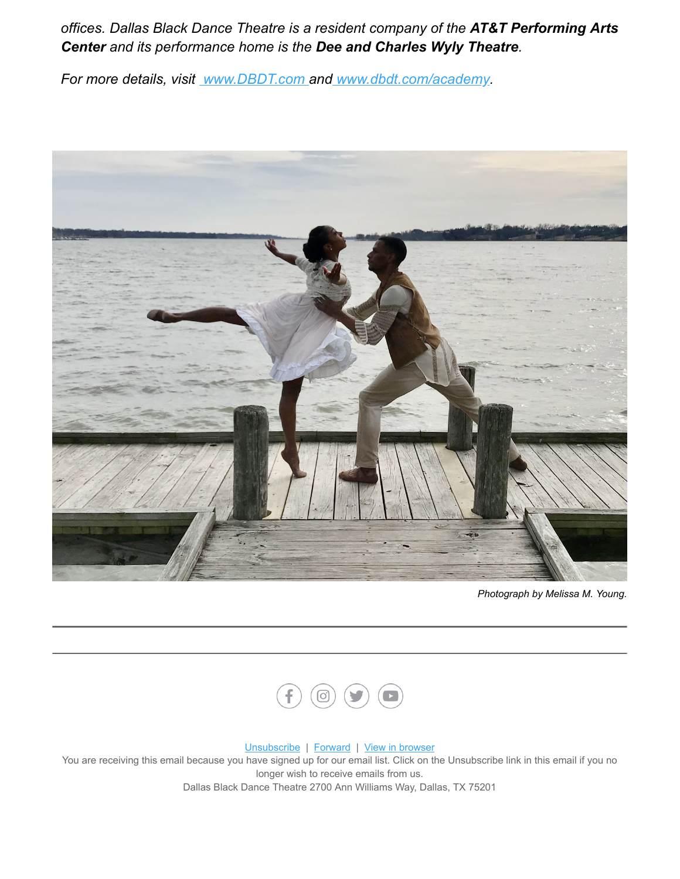*offices. Dallas Black Dance Theatre is a resident company of the **AT&T Performing Arts Center** and its performance home is the **Dee and Charles Wyly Theatre**.*

*For more details, visit [www.DBDT.com](http://www.DBDT.com) and [www.dbdt.com/academy](http://www.dbdt.com/academy).*

*Photograph by Melissa M. Young.*

---

---

Unsubscribe | Forward | View in browser

You are receiving this email because you have signed up for our email list. Click on the Unsubscribe link in this email if you no longer wish to receive emails from us.

Dallas Black Dance Theatre 2700 Ann Williams Way, Dallas, TX 75201